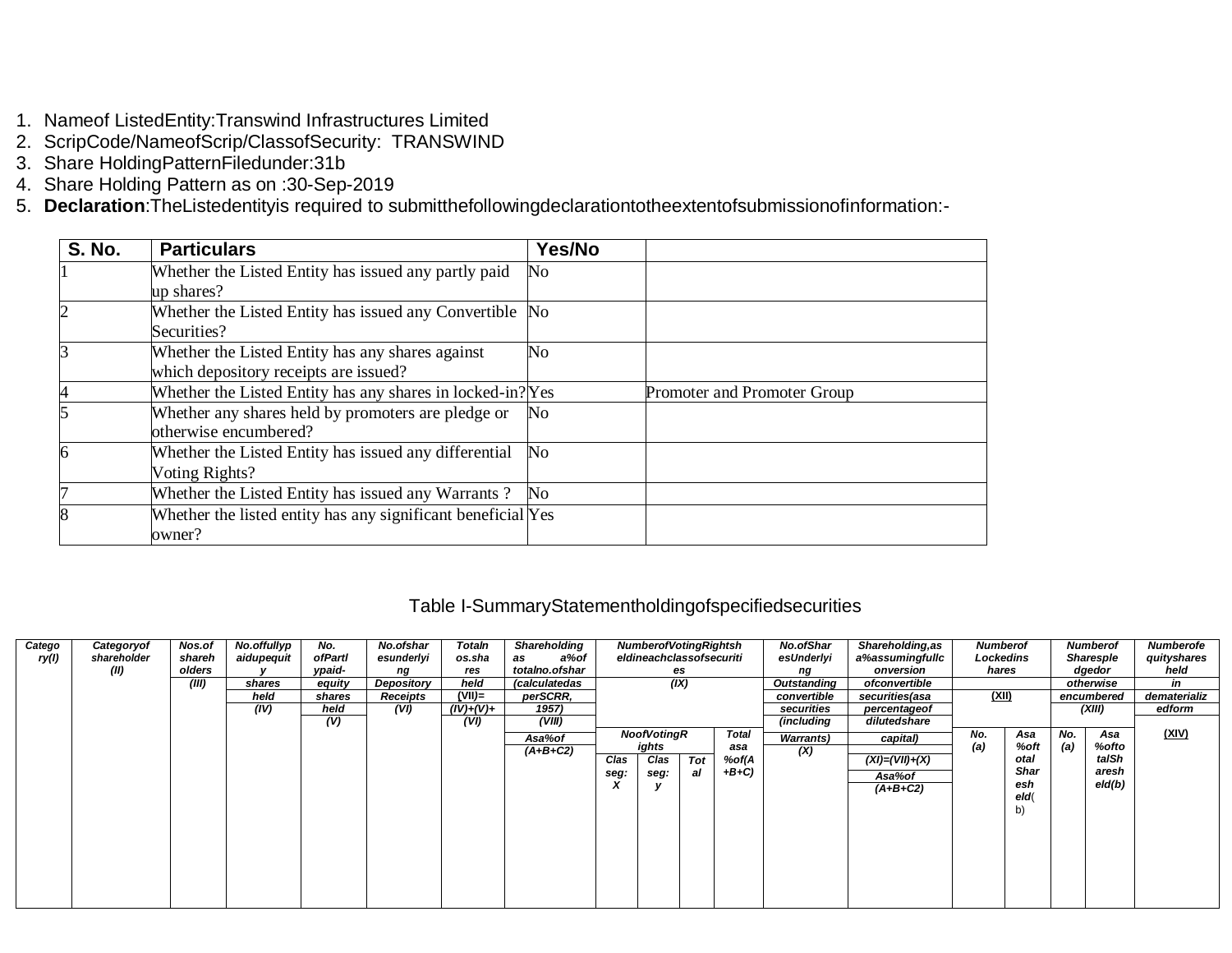1. Nameof ListedEntity:Transwind Infrastructures Limited
2. ScripCode/NameofScrip/ClassofSecurity: TRANSWIND
3. Share HoldingPatternFiledunder:31b
4. Share Holding Pattern as on :30-Sep-2019
5. **Declaration**:TheListedentityis required to submitthefollowingdeclarationtotheextentofsubmissionofinformation:-

| S. No. | Particulars | Yes/No | |
|---|---|---|---|
| 1 | Whether the Listed Entity has issued any partly paid up shares? | No | |
| 2 | Whether the Listed Entity has issued any Convertible Securities? | No | |
| 3 | Whether the Listed Entity has any shares against which depository receipts are issued? | No | |
| 4 | Whether the Listed Entity has any shares in locked-in? | Yes | Promoter and Promoter Group |
| 5 | Whether any shares held by promoters are pledge or otherwise encumbered? | No | |
| 6 | Whether the Listed Entity has issued any differential Voting Rights? | No | |
| 7 | Whether the Listed Entity has issued any Warrants ? | No | |
| 8 | Whether the listed entity has any significant beneficial owner? | Yes | |

Table I-SummaryStatementholdingofspecifiedsecurities

| Category(I) | Categoryof shareholder (II) | Nos.of shareholders (III) | No.offullypaidupequity shares held (IV) | No. ofPartlypaid- equity shares held (V) | No.ofsharesunderlying Depository Receipts (VI) | TotalnOs.shares held (VII)= (IV)+(V)+ (VI) | Shareholding as a%of totalno.ofshares (calculatedas perSCRR, 1957) (VIII) Asa%of (A+B+C2) | NumberofVotingRightsheldineachclassofsecurities (IX) | | | | No.ofSharesUnderlying Outstanding convertible securities (including Warrants) (X) | Shareholding,as a%assumingfullconversion ofconvertible securities(asa percentageof dilutedshare capital) (XI)=(VII)+(X) Asa%of (A+B+C2) | Numberof Lockedinshares (XII) | | Numberof Sharespledgedor otherwise encumbered (XIII) | | Numberofequityshares held in dematerializedform (XIV) |
|---|---|---|---|---|---|---|---|---|---|---|---|---|---|---|---|---|---|---|
| | | | | | | | | NoofVotingRights | | | Total asa %of(A+B+C) | | | No. (a) | Asa %oftotal Sharesheld(b) | No. (a) | Asa %oftotalSharesheld(b) | |
| | | | | | | | | Classeg: X | Classeg: y | Total | | | | | | | | |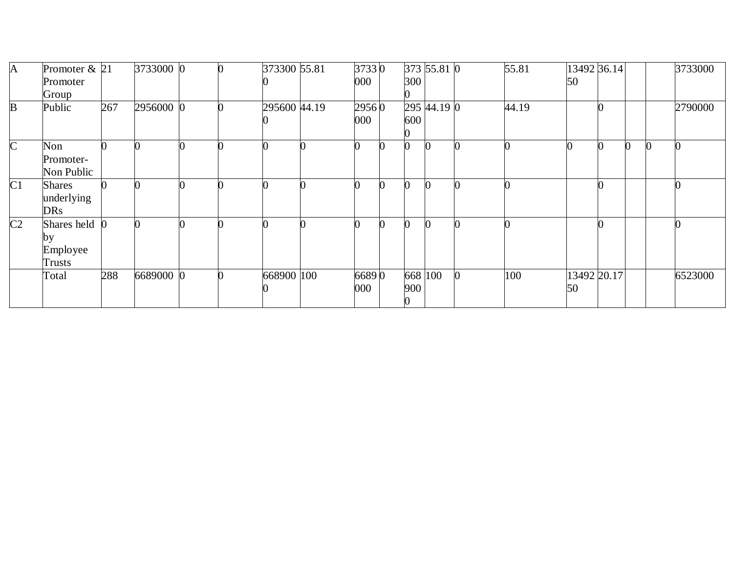| A | Promoter & Promoter Group | 21 | 3733000 | 0 | 0 | 3733000 | 55.81 | 3733000 | 0 | 3733000 | 55.81 | 0 | 55.81 | 1349250 | 36.14 | | | 3733000 |
|---|---|---|---|---|---|---|---|---|---|---|---|---|---|---|---|---|---|---|
| B | Public | 267 | 2956000 | 0 | 0 | 2956000 | 44.19 | 2956000 | 0 | 2956000 | 44.19 | 0 | 44.19 | | 0 | | | 2790000 |
| C | Non Promoter- Non Public | 0 | 0 | 0 | 0 | 0 | 0 | 0 | 0 | 0 | 0 | 0 | 0 | 0 | 0 | 0 | 0 | 0 |
| C1 | Shares underlying DRs | 0 | 0 | 0 | 0 | 0 | 0 | 0 | 0 | 0 | 0 | 0 | 0 | | 0 | | | 0 |
| C2 | Shares held by Employee Trusts | 0 | 0 | 0 | 0 | 0 | 0 | 0 | 0 | 0 | 0 | 0 | 0 | | 0 | | | 0 |
| | Total | 288 | 6689000 | 0 | 0 | 6689000 | 100 | 6689000 | 0 | 6689000 | 100 | 0 | 100 | 1349250 | 20.17 | | | 6523000 |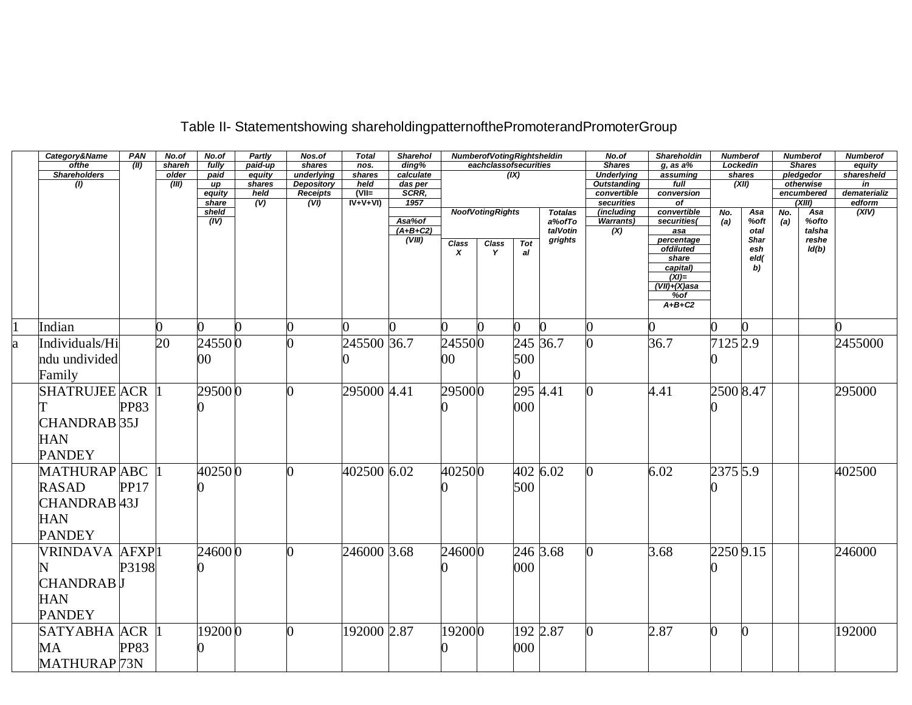Table II- Statementshowing shareholdingpatternofthePromoterandPromoterGroup

| | Category&Name ofthe Shareholders (I) | PAN (II) | No.of shareholder (III) | No.of fully paid up equity sharesheld (IV) | Partly paid-up equity shares held (V) | Nos.of shares underlying Depository Receipts (VI) | Total nos. shares held (VII= IV+V+VI) | Shareholding% calculate das per SCRR, 1957 Asa%of (A+B+C2) (VIII) | NumberofVotingRightsheldin eachclassofsecurities (IX) | | | | No.of Shares Underlying Outstanding convertible securities (including Warrants) (X) | Shareholding, as a% assuming full conversion of convertible securities( asa percentage ofdiluted share capital) (XI)= (VII)+(X)asa %of A+B+C2 | Numberof Lockedin shares (XII) | | Numberof Shares pledgedor otherwise encumbered (XIII) | | Numberof equity sharesheld in dematerializedform (XIV) |
|---|---|---|---|---|---|---|---|---|---|---|---|---|---|---|---|---|---|---|---|
| | | | | | | | | | NoofVotingRights | | | Totalas a%ofTotalVotingrights | | | No. (a) | Asa %oftotal Sharesheld(b) | No. (a) | Asa %oftotalsharesheld(b) | |
| | | | | | | | | | Class X | Class Y | Total | | | | | | | | |
| 1 | Indian | | 0 | 0 | 0 | 0 | 0 | 0 | 0 | 0 | 0 | 0 | 0 | 0 | 0 | 0 | | | 0 |
| a | Individuals/Hindu undivided Family | | 20 | 2455000 | 0 | 0 | 2455000 | 36.7 | 2455000 | 0 | 2455000 | 36.7 | 0 | 36.7 | 71250 | 2.9 | | | 2455000 |
| | SHATRUJEET CHANDRABHAN PANDEY | ACRPP8335J | 1 | 295000 | 0 | 0 | 295000 | 4.41 | 295000 | 0 | 295000 | 4.41 | 0 | 4.41 | 25000 | 8.47 | | | 295000 |
| | MATHURAPRASAD CHANDRABHAN PANDEY | ABCPP1743J | 1 | 402500 | 0 | 0 | 402500 | 6.02 | 402500 | 0 | 402500 | 6.02 | 0 | 6.02 | 23750 | 5.9 | | | 402500 |
| | VRINDAVAN CHANDRABHAN PANDEY | AFXPP3198J | 1 | 246000 | 0 | 0 | 246000 | 3.68 | 246000 | 0 | 246000 | 3.68 | 0 | 3.68 | 22500 | 9.15 | | | 246000 |
| | SATYABHAMA MATHURAP | ACRPP8373N | 1 | 192000 | 0 | 0 | 192000 | 2.87 | 192000 | 0 | 192000 | 2.87 | 0 | 2.87 | 0 | 0 | | | 192000 |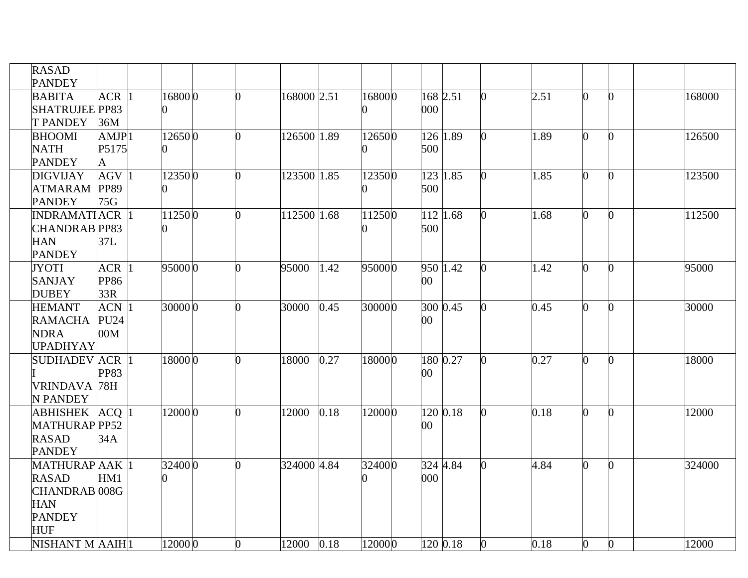|  |  |  |  |  |  |  |  |  |  |  |  |  |  |  |  |  |  |  |  |
|---|---|---|---|---|---|---|---|---|---|---|---|---|---|---|---|---|---|---|---|
|  | RASAD PANDEY |  |  |  |  |  |  |  |  |  |  |  |  |  |  |  |  |  |  |
|  | BABITA SHATRUJEET PANDEY | ACRPP8336M | 1 | 168000 | 0 | 0 | 168000 | 2.51 | 168000 | 0 | 168000 | 2.51 | 0 | 2.51 | 0 | 0 |  |  | 168000 |
|  | BHOOMI NATH PANDEY | AMJPP5175A | 1 | 126500 | 0 | 0 | 126500 | 1.89 | 126500 | 0 | 126500 | 1.89 | 0 | 1.89 | 0 | 0 |  |  | 126500 |
|  | DIGVIJAY ATMARAM PANDEY | AGVPP8975G | 1 | 123500 | 0 | 0 | 123500 | 1.85 | 123500 | 0 | 123500 | 1.85 | 0 | 1.85 | 0 | 0 |  |  | 123500 |
|  | INDRAMATI CHANDRABHAN PANDEY | ACRPP8337L | 1 | 112500 | 0 | 0 | 112500 | 1.68 | 112500 | 0 | 112500 | 1.68 | 0 | 1.68 | 0 | 0 |  |  | 112500 |
|  | JYOTI SANJAY DUBEY | ACRPP8633R | 1 | 95000 | 0 | 0 | 95000 | 1.42 | 95000 | 0 | 95000 | 1.42 | 0 | 1.42 | 0 | 0 |  |  | 95000 |
|  | HEMANT RAMACHANDRA UPADHYAY | ACNPU2400M | 1 | 30000 | 0 | 0 | 30000 | 0.45 | 30000 | 0 | 30000 | 0.45 | 0 | 0.45 | 0 | 0 |  |  | 30000 |
|  | SUDHADEVI VRINDAVAN PANDEY | ACRPP8378H | 1 | 18000 | 0 | 0 | 18000 | 0.27 | 18000 | 0 | 18000 | 0.27 | 0 | 0.27 | 0 | 0 |  |  | 18000 |
|  | ABHISHEK MATHURAPRASAD PANDEY | ACQPP5234A | 1 | 12000 | 0 | 0 | 12000 | 0.18 | 12000 | 0 | 12000 | 0.18 | 0 | 0.18 | 0 | 0 |  |  | 12000 |
|  | MATHURAPRASAD CHANDRABHAN PANDEY HUF | AAKHM1008G | 1 | 324000 | 0 | 0 | 324000 | 4.84 | 324000 | 0 | 324000 | 4.84 | 0 | 4.84 | 0 | 0 |  |  | 324000 |
|  | NISHANT M | AAIH | 1 | 12000 | 0 | 0 | 12000 | 0.18 | 12000 | 0 | 120 | 0.18 | 0 | 0.18 | 0 | 0 |  |  | 12000 |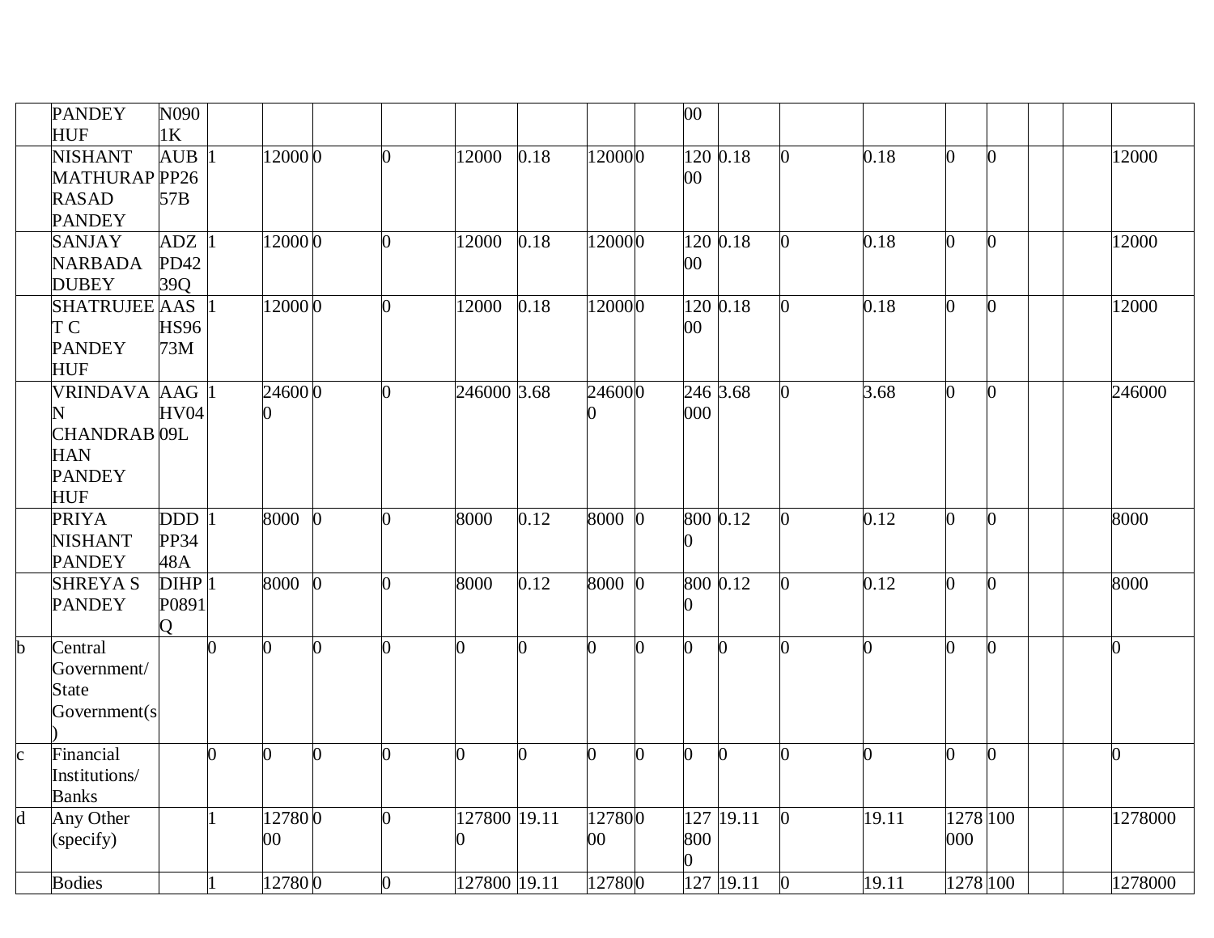| | PANDEY HUF | N0901K | | | | | | | | | 00 | | | | | | | | |
|---|---|---|---|---|---|---|---|---|---|---|---|---|---|---|---|---|---|---|---|
| | NISHANT MATHURAPRASAD PANDEY | AUBPP2657B | 1 | 12000 | 0 | 0 | 12000 | 0.18 | 12000 | 0 | 12000 | 0.18 | 0 | 0.18 | 0 | 0 | | | 12000 |
| | SANJAY NARBADA DUBEY | ADZPD4239Q | 1 | 12000 | 0 | 0 | 12000 | 0.18 | 12000 | 0 | 12000 | 0.18 | 0 | 0.18 | 0 | 0 | | | 12000 |
| | SHATRUJEET C PANDEY HUF | AASHS9673M | 1 | 12000 | 0 | 0 | 12000 | 0.18 | 12000 | 0 | 12000 | 0.18 | 0 | 0.18 | 0 | 0 | | | 12000 |
| | VRINDAVAN CHANDRABHAN PANDEY HUF | AAGHV0409L | 1 | 246000 | 0 | 0 | 246000 | 3.68 | 246000 | 0 | 246000 | 3.68 | 0 | 3.68 | 0 | 0 | | | 246000 |
| | PRIYA NISHANT PANDEY | DDDPP3448A | 1 | 8000 | 0 | 0 | 8000 | 0.12 | 8000 | 0 | 8000 | 0.12 | 0 | 0.12 | 0 | 0 | | | 8000 |
| | SHREYA S PANDEY | DIHPP0891Q | 1 | 8000 | 0 | 0 | 8000 | 0.12 | 8000 | 0 | 8000 | 0.12 | 0 | 0.12 | 0 | 0 | | | 8000 |
| b | Central Government/ State Government(s) | | 0 | 0 | 0 | 0 | 0 | 0 | 0 | 0 | 0 | 0 | 0 | 0 | 0 | 0 | | | 0 |
| c | Financial Institutions/ Banks | | 0 | 0 | 0 | 0 | 0 | 0 | 0 | 0 | 0 | 0 | 0 | 0 | 0 | 0 | | | 0 |
| d | Any Other (specify) | | 1 | 1278000 | 0 | 0 | 1278000 | 19.11 | 1278000 | 0 | 1278000 | 19.11 | 0 | 19.11 | 1278000 | 100 | | | 1278000 |
| | Bodies | | 1 | 12780 | 0 | 0 | 127800 | 19.11 | 12780 | 0 | 127 | 19.11 | 0 | 19.11 | 1278 | 100 | | | 1278000 |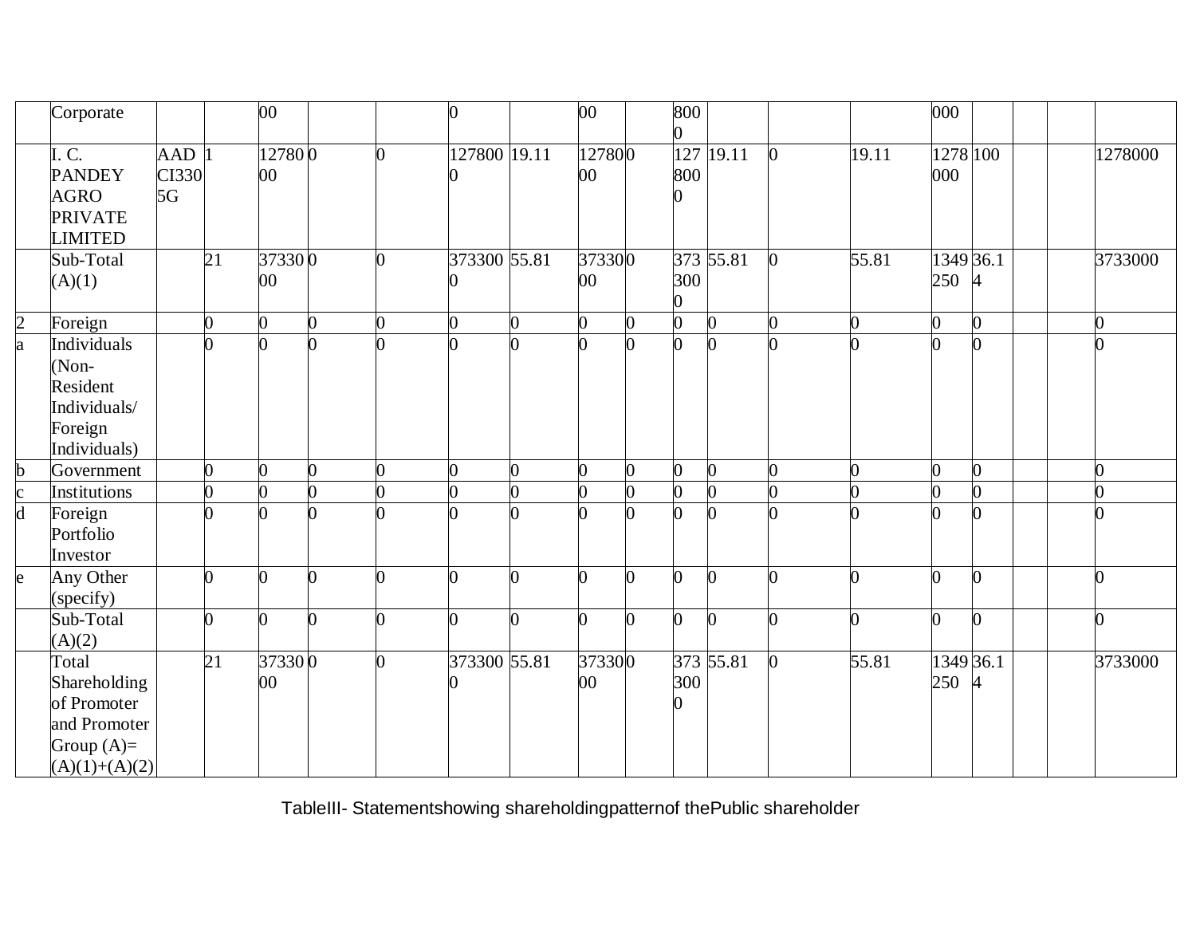| | Corporate | | | 00 | | | 0 | | 00 | | 8000 | | | | 000 | | | | |
|---|---|---|---|---|---|---|---|---|---|---|---|---|---|---|---|---|---|---|---|
| | I. C. PANDEY AGRO PRIVATE LIMITED | AADCI3305G | 1 | 1278000 | 0 | 0 | 1278000 | 19.11 | 1278000 | 0 | 1278000 | 19.11 | 0 | 19.11 | 1278000 | 100 | | | 1278000 |
| | Sub-Total (A)(1) | | 21 | 3733000 | 0 | 0 | 3733000 | 55.81 | 3733000 | 0 | 3733000 | 55.81 | 0 | 55.81 | 1349250 | 36.14 | | | 3733000 |
| 2 | Foreign | | 0 | 0 | 0 | 0 | 0 | 0 | 0 | 0 | 0 | 0 | 0 | 0 | 0 | 0 | | | 0 |
| a | Individuals (Non-Resident Individuals/ Foreign Individuals) | | 0 | 0 | 0 | 0 | 0 | 0 | 0 | 0 | 0 | 0 | 0 | 0 | 0 | 0 | | | 0 |
| b | Government | | 0 | 0 | 0 | 0 | 0 | 0 | 0 | 0 | 0 | 0 | 0 | 0 | 0 | 0 | | | 0 |
| c | Institutions | | 0 | 0 | 0 | 0 | 0 | 0 | 0 | 0 | 0 | 0 | 0 | 0 | 0 | 0 | | | 0 |
| d | Foreign Portfolio Investor | | 0 | 0 | 0 | 0 | 0 | 0 | 0 | 0 | 0 | 0 | 0 | 0 | 0 | 0 | | | 0 |
| e | Any Other (specify) | | 0 | 0 | 0 | 0 | 0 | 0 | 0 | 0 | 0 | 0 | 0 | 0 | 0 | 0 | | | 0 |
| | Sub-Total (A)(2) | | 0 | 0 | 0 | 0 | 0 | 0 | 0 | 0 | 0 | 0 | 0 | 0 | 0 | 0 | | | 0 |
| | Total Shareholding of Promoter and Promoter Group (A)= (A)(1)+(A)(2) | | 21 | 3733000 | 0 | 0 | 3733000 | 55.81 | 3733000 | 0 | 3733000 | 55.81 | 0 | 55.81 | 1349250 | 36.14 | | | 3733000 |

TableIII- Statementshowing shareholdingpatternof thePublic shareholder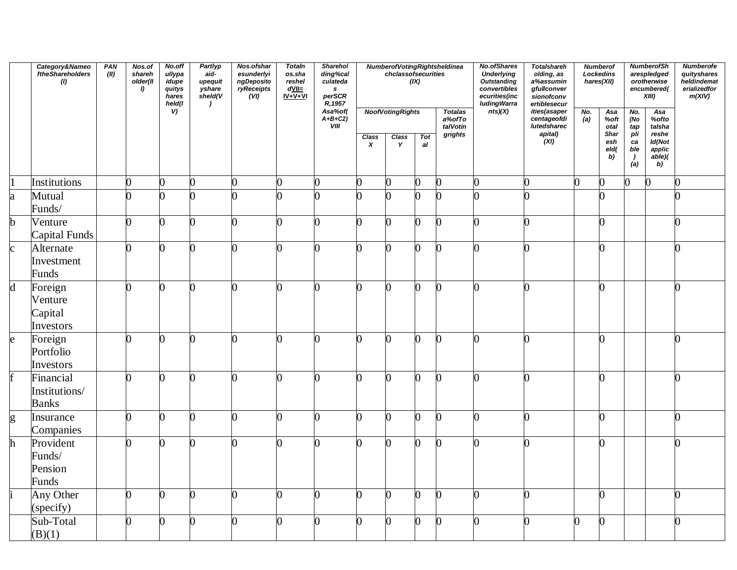| | Category&NameoftheShareholders (I) | PAN (II) | Nos.of shareholder(III) | No.offullypaidupequitysharesheld(IV) | Partlypaid-upequitysharesheld(V) | Nos.ofsharesunderlyingDepositoryReceipts (VI) | Totalnos.sharesheld VII= IV+V+VI | Shareholding%calculatedas perSCR R,1957 Asa%of(A+B+C2) VIII | NumberofVotingRightsheldineachclassofsecurities (IX) | | | | No.ofSharesUnderlying Outstanding convertiblesecurities(includingWarrants)(X) | Totalshareholding, as a%assumingfullconversionofconvertiblesecurities(asapercentageofdilutedsharecapital) (XI) | NumberofLockedinshares(XII) | | NumberofSharespledgedorotherwiseencumbered(XIII) | | Numberofequitysharesheldindematerializedform(XIV) |
|---|---|---|---|---|---|---|---|---|---|---|---|---|---|---|---|---|---|---|---|
| | | | | | | | | | NoofVotingRights | | | Totalasa%ofTotalVotingrights | | | No. (a) | Asa%oftotalSharesheld(b) | No. (Notapplicable) (a) | Asa%oftotalsharesheld(Notapplicable)(b) | |
| | | | | | | | | | Class X | Class Y | Total | | | | | | | | |
| 1 | Institutions | | 0 | 0 | 0 | 0 | 0 | 0 | 0 | 0 | 0 | 0 | 0 | 0 | 0 | 0 | 0 | 0 | 0 |
| a | Mutual Funds/ | | 0 | 0 | 0 | 0 | 0 | 0 | 0 | 0 | 0 | 0 | 0 | 0 | | 0 | | | 0 |
| b | Venture Capital Funds | | 0 | 0 | 0 | 0 | 0 | 0 | 0 | 0 | 0 | 0 | 0 | 0 | | 0 | | | 0 |
| c | Alternate Investment Funds | | 0 | 0 | 0 | 0 | 0 | 0 | 0 | 0 | 0 | 0 | 0 | 0 | | 0 | | | 0 |
| d | Foreign Venture Capital Investors | | 0 | 0 | 0 | 0 | 0 | 0 | 0 | 0 | 0 | 0 | 0 | 0 | | 0 | | | 0 |
| e | Foreign Portfolio Investors | | 0 | 0 | 0 | 0 | 0 | 0 | 0 | 0 | 0 | 0 | 0 | 0 | | 0 | | | 0 |
| f | Financial Institutions/ Banks | | 0 | 0 | 0 | 0 | 0 | 0 | 0 | 0 | 0 | 0 | 0 | 0 | | 0 | | | 0 |
| g | Insurance Companies | | 0 | 0 | 0 | 0 | 0 | 0 | 0 | 0 | 0 | 0 | 0 | 0 | | 0 | | | 0 |
| h | Provident Funds/ Pension Funds | | 0 | 0 | 0 | 0 | 0 | 0 | 0 | 0 | 0 | 0 | 0 | 0 | | 0 | | | 0 |
| i | Any Other (specify) | | 0 | 0 | 0 | 0 | 0 | 0 | 0 | 0 | 0 | 0 | 0 | 0 | | 0 | | | 0 |
| | Sub-Total (B)(1) | | 0 | 0 | 0 | 0 | 0 | 0 | 0 | 0 | 0 | 0 | 0 | 0 | 0 | 0 | | | 0 |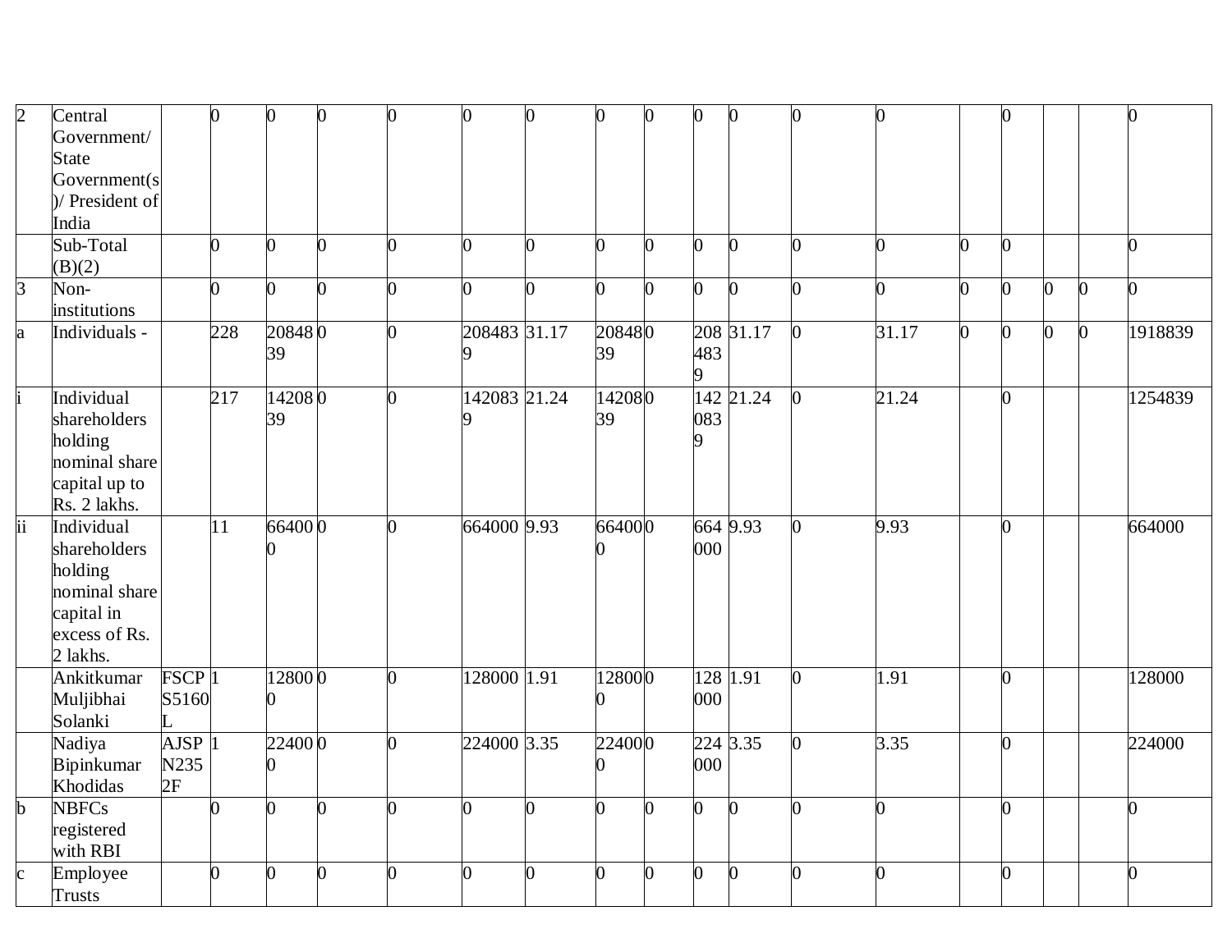| | | | | | | | | | | | | | | | | | | |
|---|---|---|---|---|---|---|---|---|---|---|---|---|---|---|---|---|---|---|
| 2 | Central Government/ State Government(s)/ President of India | | 0 | 0 | 0 | 0 | 0 | 0 | 0 | 0 | 0 | 0 | 0 | 0 | | 0 | | | 0 |
| | Sub-Total (B)(2) | | 0 | 0 | 0 | 0 | 0 | 0 | 0 | 0 | 0 | 0 | 0 | 0 | 0 | 0 | | | 0 |
| 3 | Non-institutions | | 0 | 0 | 0 | 0 | 0 | 0 | 0 | 0 | 0 | 0 | 0 | 0 | 0 | 0 | 0 | 0 | 0 |
| a | Individuals - | | 228 | 2084839 | 0 | 0 | 2084839 | 31.17 | 2084839 | 0 | 2084839 | 31.17 | 0 | 31.17 | 0 | 0 | 0 | 0 | 1918839 |
| i | Individual shareholders holding nominal share capital up to Rs. 2 lakhs. | | 217 | 1420839 | 0 | 0 | 1420839 | 21.24 | 1420839 | 0 | 1420839 | 21.24 | 0 | 21.24 | | 0 | | | 1254839 |
| ii | Individual shareholders holding nominal share capital in excess of Rs. 2 lakhs. | | 11 | 664000 | 0 | 0 | 664000 | 9.93 | 664000 | 0 | 664000 | 9.93 | 0 | 9.93 | | 0 | | | 664000 |
| | Ankitkumar Muljibhai Solanki | FSCPS5160L | 1 | 128000 | 0 | 0 | 128000 | 1.91 | 128000 | 0 | 128000 | 1.91 | 0 | 1.91 | | 0 | | | 128000 |
| | Nadiya Bipinkumar Khodidas | AJSPN2352F | 1 | 224000 | 0 | 0 | 224000 | 3.35 | 224000 | 0 | 224000 | 3.35 | 0 | 3.35 | | 0 | | | 224000 |
| b | NBFCs registered with RBI | | 0 | 0 | 0 | 0 | 0 | 0 | 0 | 0 | 0 | 0 | 0 | 0 | | 0 | | | 0 |
| c | Employee Trusts | | 0 | 0 | 0 | 0 | 0 | 0 | 0 | 0 | 0 | 0 | 0 | 0 | | 0 | | | 0 |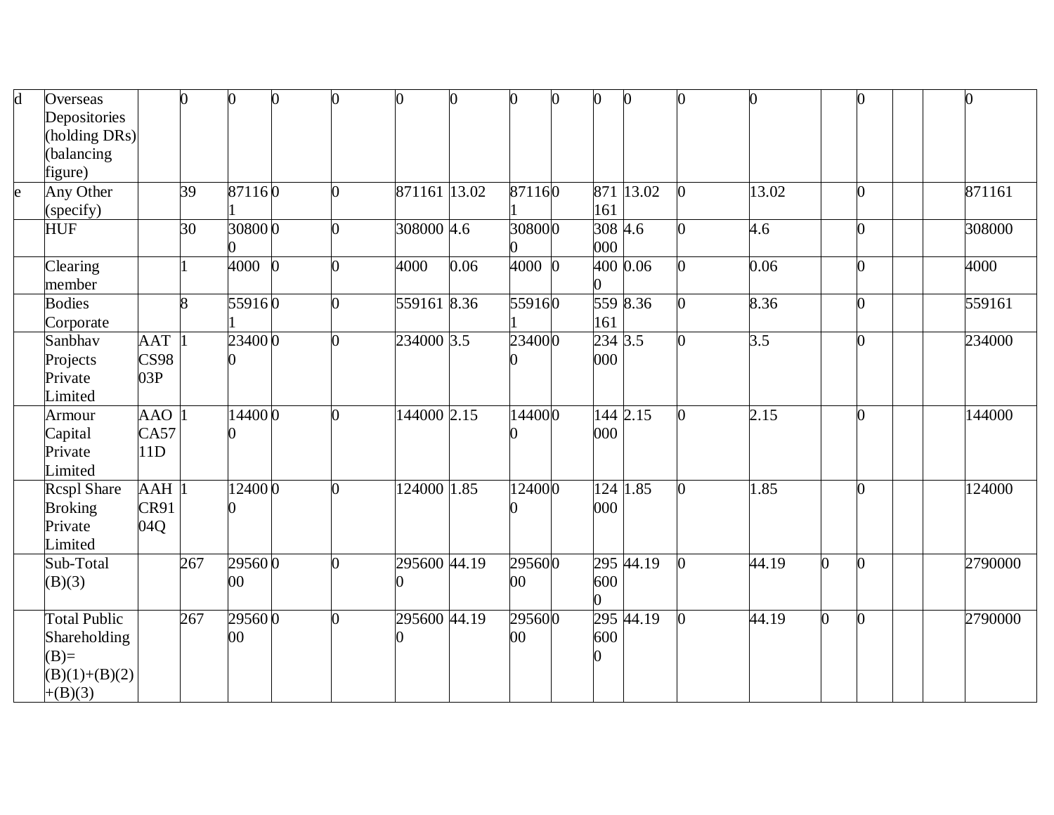| | | | | | | | | | | | | | | | | | | | |
|---|---|---|---|---|---|---|---|---|---|---|---|---|---|---|---|---|---|---|---|
| d | Overseas Depositories (holding DRs) (balancing figure) | | 0 | 0 | 0 | 0 | 0 | 0 | 0 | 0 | 0 | 0 | 0 | 0 | | 0 | | | 0 |
| e | Any Other (specify) | | 39 | 871161 | 0 | 0 | 871161 | 13.02 | 871161 | 0 | 871161 | 13.02 | 0 | 13.02 | | 0 | | | 871161 |
| | HUF | | 30 | 308000 | 0 | 0 | 308000 | 4.6 | 308000 | 0 | 308000 | 4.6 | 0 | 4.6 | | 0 | | | 308000 |
| | Clearing member | | 1 | 4000 | 0 | 0 | 4000 | 0.06 | 4000 | 0 | 4000 | 0.06 | 0 | 0.06 | | 0 | | | 4000 |
| | Bodies Corporate | | 8 | 559161 | 0 | 0 | 559161 | 8.36 | 559161 | 0 | 559161 | 8.36 | 0 | 8.36 | | 0 | | | 559161 |
| | Sanbhav Projects Private Limited | AATCS9803P | 1 | 234000 | 0 | 0 | 234000 | 3.5 | 234000 | 0 | 234000 | 3.5 | 0 | 3.5 | | 0 | | | 234000 |
| | Armour Capital Private Limited | AAOCA5711D | 1 | 144000 | 0 | 0 | 144000 | 2.15 | 144000 | 0 | 144000 | 2.15 | 0 | 2.15 | | 0 | | | 144000 |
| | Rcspl Share Broking Private Limited | AAHCR9104Q | 1 | 124000 | 0 | 0 | 124000 | 1.85 | 124000 | 0 | 124000 | 1.85 | 0 | 1.85 | | 0 | | | 124000 |
| | Sub-Total (B)(3) | | 267 | 2956000 | 0 | 0 | 2956000 | 44.19 | 2956000 | 0 | 2956000 | 44.19 | 0 | 44.19 | 0 | 0 | | | 2790000 |
| | Total Public Shareholding (B)= (B)(1)+(B)(2)+(B)(3) | | 267 | 2956000 | 0 | 0 | 2956000 | 44.19 | 2956000 | 0 | 2956000 | 44.19 | 0 | 44.19 | 0 | 0 | | | 2790000 |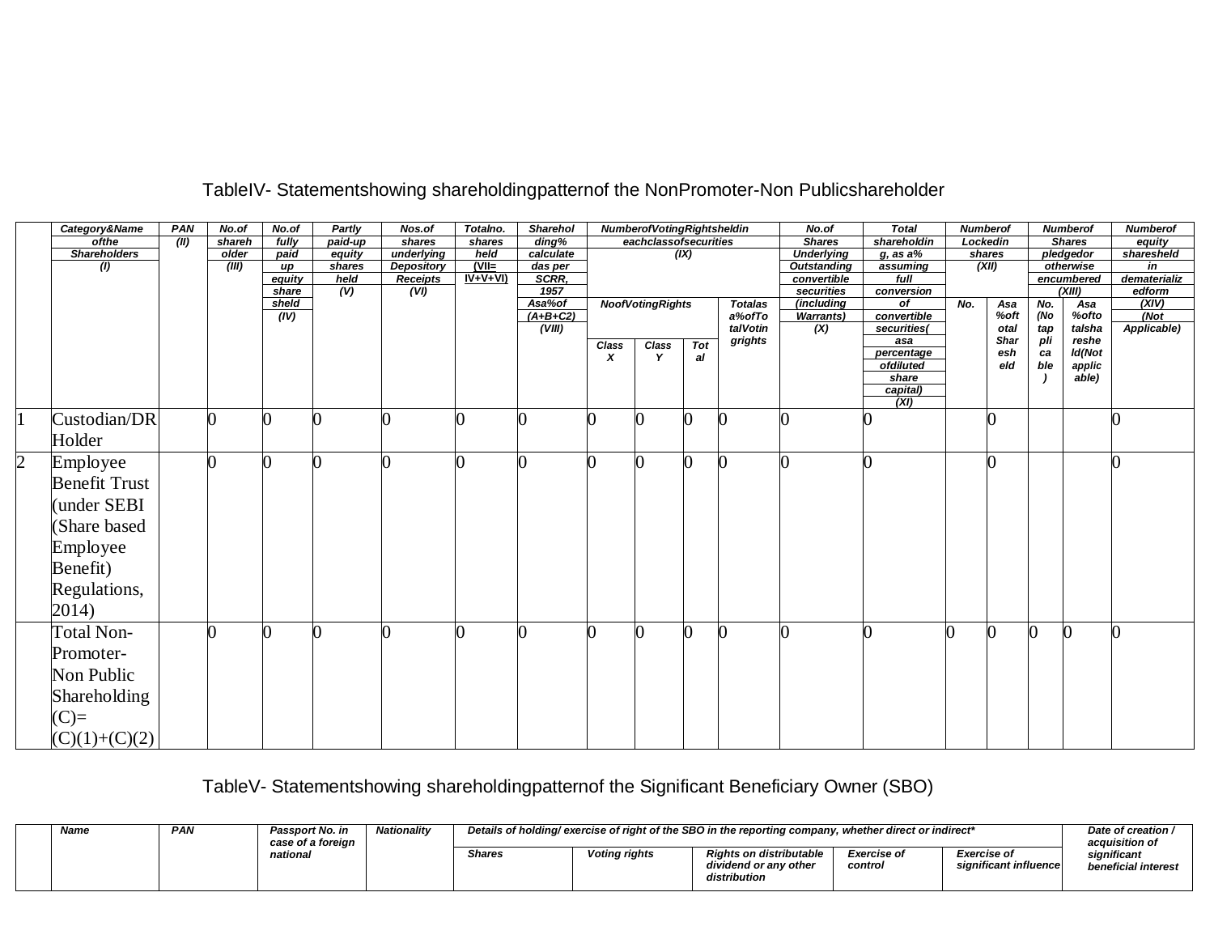## TableIV- Statementshowing shareholdingpatternof the NonPromoter-Non Publicshareholder

| | Category&Name ofthe Shareholders (I) | PAN (II) | No.of shareholder (III) | No.of fully paid up equity sharesheld (IV) | Partly paid-up equity shares held (V) | Nos.of shares underlying Depository Receipts (VI) | Totalno. shares held (VII= IV+V+VI) | Shareholding% calculatedas per SCRR, 1957 Asa%of (A+B+C2) (VIII) | NumberofVotingRightsheldin eachclassofsecurities (IX) | | | | No.of Shares Underlying Outstanding convertible securities (including Warrants) (X) | Total shareholding, as a% assuming full conversion of convertible securities( asa percentage ofdiluted share capital) (XI) | Numberof Lockedin shares (XII) | | Numberof Shares pledgedor otherwise encumbered (XIII) | | Numberof equity sharesheld in dematerializedform (XIV) (Not Applicable) |
|---|---|---|---|---|---|---|---|---|---|---|---|---|---|---|---|---|---|---|---|
| | | | | | | | | | NoofVotingRights | | | Totalas a%ofTotalVotingrights | | | No. | Asa %oftotal Sharesheld | No. (Notapplicable) | Asa %oftotalsharesheld(Not applicable) | |
| | | | | | | | | | Class X | Class Y | Total | | | | | | | | |
| 1 | Custodian/DR Holder | | 0 | 0 | 0 | 0 | 0 | 0 | 0 | 0 | 0 | 0 | 0 | 0 | | 0 | | | 0 |
| 2 | Employee Benefit Trust (under SEBI (Share based Employee Benefit) Regulations, 2014) | | 0 | 0 | 0 | 0 | 0 | 0 | 0 | 0 | 0 | 0 | 0 | 0 | | 0 | | | 0 |
| | Total Non-Promoter-Non Public Shareholding (C)= (C)(1)+(C)(2) | | 0 | 0 | 0 | 0 | 0 | 0 | 0 | 0 | 0 | 0 | 0 | 0 | 0 | 0 | 0 | 0 | 0 |

## TableV- Statementshowing shareholdingpatternof the Significant Beneficiary Owner (SBO)

| | Name | PAN | Passport No. in case of a foreign national | Nationality | Details of holding/ exercise of right of the SBO in the reporting company, whether direct or indirect* | | | | | Date of creation / acquisition of significant beneficial interest |
|---|---|---|---|---|---|---|---|---|---|---|
| | | | | | Shares | Voting rights | Rights on distributable dividend or any other distribution | Exercise of control | Exercise of significant influence | |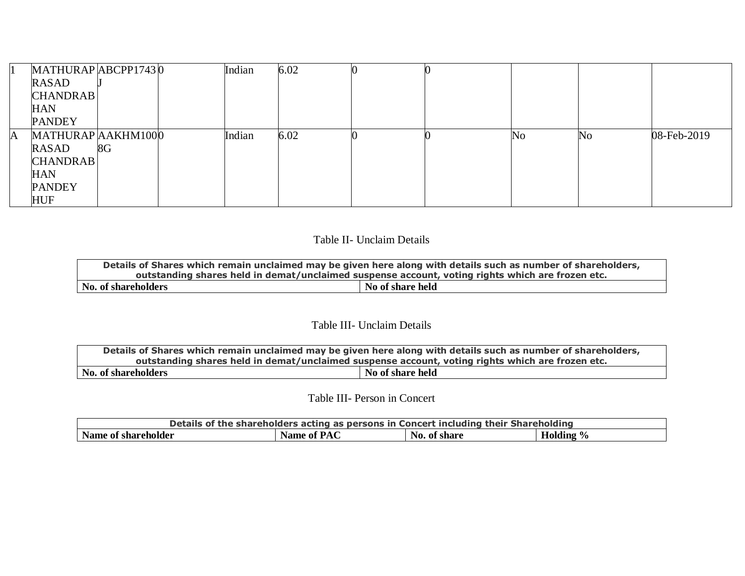| | | | | | | | | | | |
|---|---|---|---|---|---|---|---|---|---|---|
| 1 | MATHURAPRASAD CHANDRABHAN PANDEY | ABCPP1743J | 0 | Indian | 6.02 | 0 | 0 | | | |
| A | MATHURAPRASAD CHANDRABHAN PANDEY HUF | AAKHM1008G | 0 | Indian | 6.02 | 0 | 0 | No | No | 08-Feb-2019 |

Table II- Unclaim Details

| Details of Shares which remain unclaimed may be given here along with details such as number of shareholders, outstanding shares held in demat/unclaimed suspense account, voting rights which are frozen etc. | |
|---|---|
| **No. of shareholders** | **No of share held** |

Table III- Unclaim Details

| Details of Shares which remain unclaimed may be given here along with details such as number of shareholders, outstanding shares held in demat/unclaimed suspense account, voting rights which are frozen etc. | |
|---|---|
| **No. of shareholders** | **No of share held** |

Table III- Person in Concert

| Details of the shareholders acting as persons in Concert including their Shareholding | | | |
|---|---|---|---|
| **Name of shareholder** | **Name of PAC** | **No. of share** | **Holding %** |